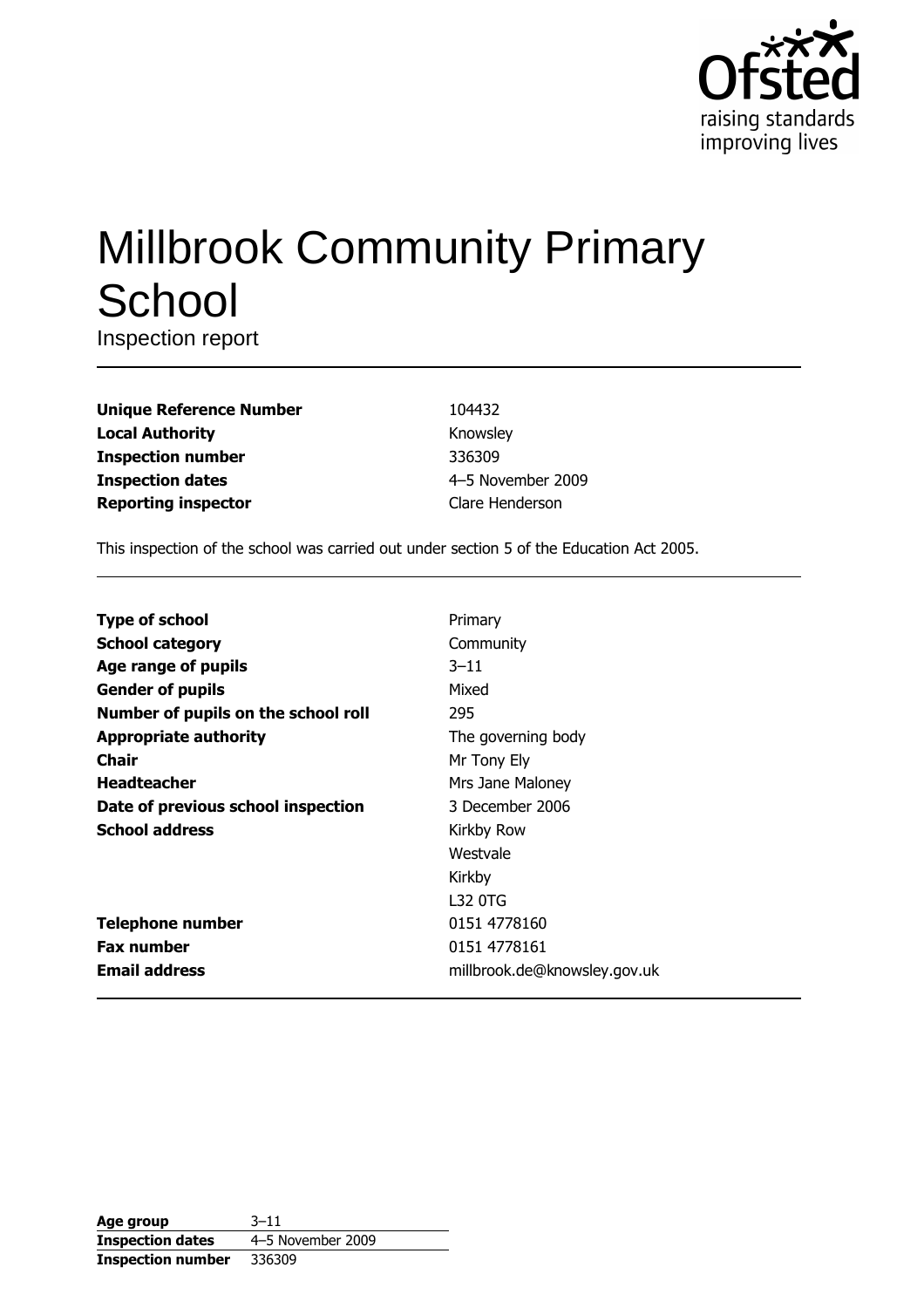Ofsted
raising standards
improving lives

# Millbrook Community Primary School

Inspection report

| | |
|---|---|
| **Unique Reference Number** | 104432 |
| **Local Authority** | Knowsley |
| **Inspection number** | 336309 |
| **Inspection dates** | 4–5 November 2009 |
| **Reporting inspector** | Clare Henderson |

This inspection of the school was carried out under section 5 of the Education Act 2005.

| | |
|---|---|
| **Type of school** | Primary |
| **School category** | Community |
| **Age range of pupils** | 3–11 |
| **Gender of pupils** | Mixed |
| **Number of pupils on the school roll** | 295 |
| **Appropriate authority** | The governing body |
| **Chair** | Mr Tony Ely |
| **Headteacher** | Mrs Jane Maloney |
| **Date of previous school inspection** | 3 December 2006 |
| **School address** | Kirkby Row<br>Westvale<br>Kirkby<br>L32 0TG |
| **Telephone number** | 0151 4778160 |
| **Fax number** | 0151 4778161 |
| **Email address** | millbrook.de@knowsley.gov.uk |

| | |
|---|---|
| **Age group** | 3–11 |
| **Inspection dates** | 4–5 November 2009 |
| **Inspection number** | 336309 |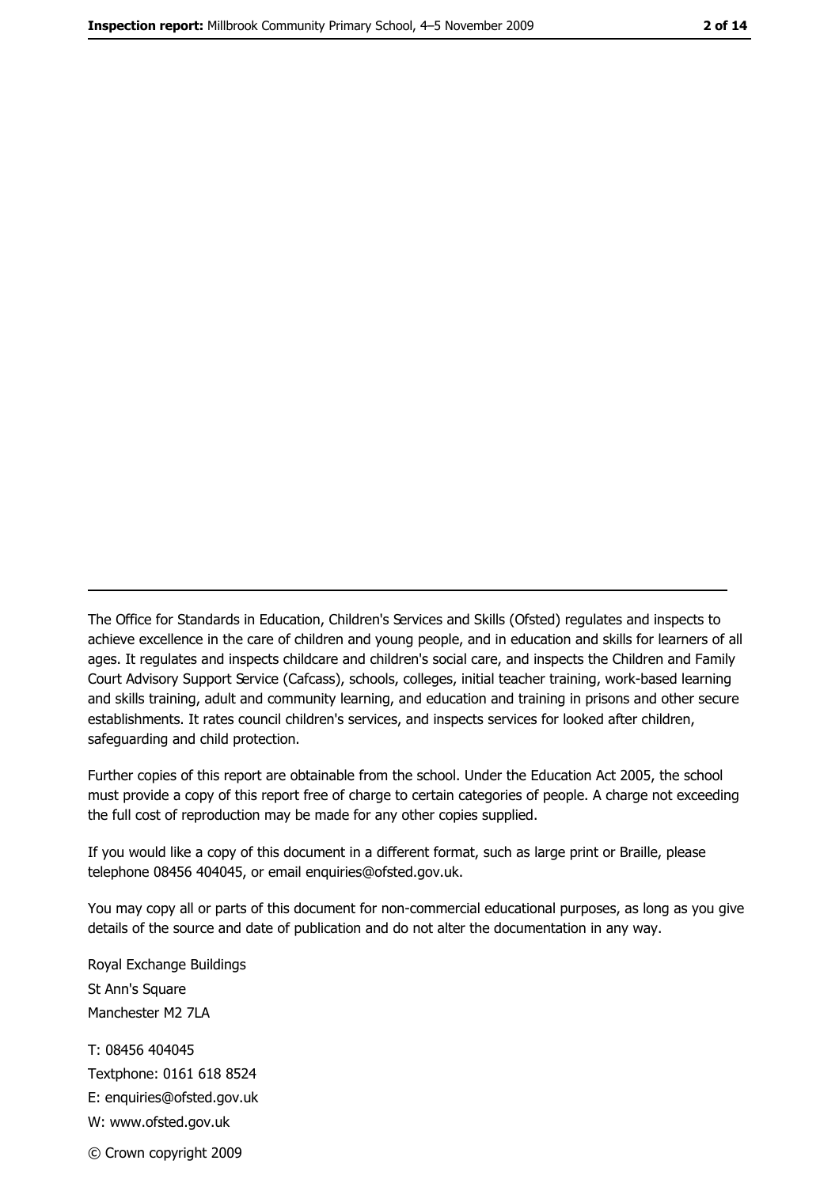The Office for Standards in Education, Children's Services and Skills (Ofsted) regulates and inspects to achieve excellence in the care of children and young people, and in education and skills for learners of all ages. It regulates and inspects childcare and children's social care, and inspects the Children and Family Court Advisory Support Service (Cafcass), schools, colleges, initial teacher training, work-based learning and skills training, adult and community learning, and education and training in prisons and other secure establishments. It rates council children's services, and inspects services for looked after children, safeguarding and child protection.

Further copies of this report are obtainable from the school. Under the Education Act 2005, the school must provide a copy of this report free of charge to certain categories of people. A charge not exceeding the full cost of reproduction may be made for any other copies supplied.

If you would like a copy of this document in a different format, such as large print or Braille, please telephone 08456 404045, or email enquiries@ofsted.gov.uk.

You may copy all or parts of this document for non-commercial educational purposes, as long as you give details of the source and date of publication and do not alter the documentation in any way.

Royal Exchange Buildings
St Ann's Square
Manchester M2 7LA

T: 08456 404045
Textphone: 0161 618 8524
E: enquiries@ofsted.gov.uk
W: www.ofsted.gov.uk

© Crown copyright 2009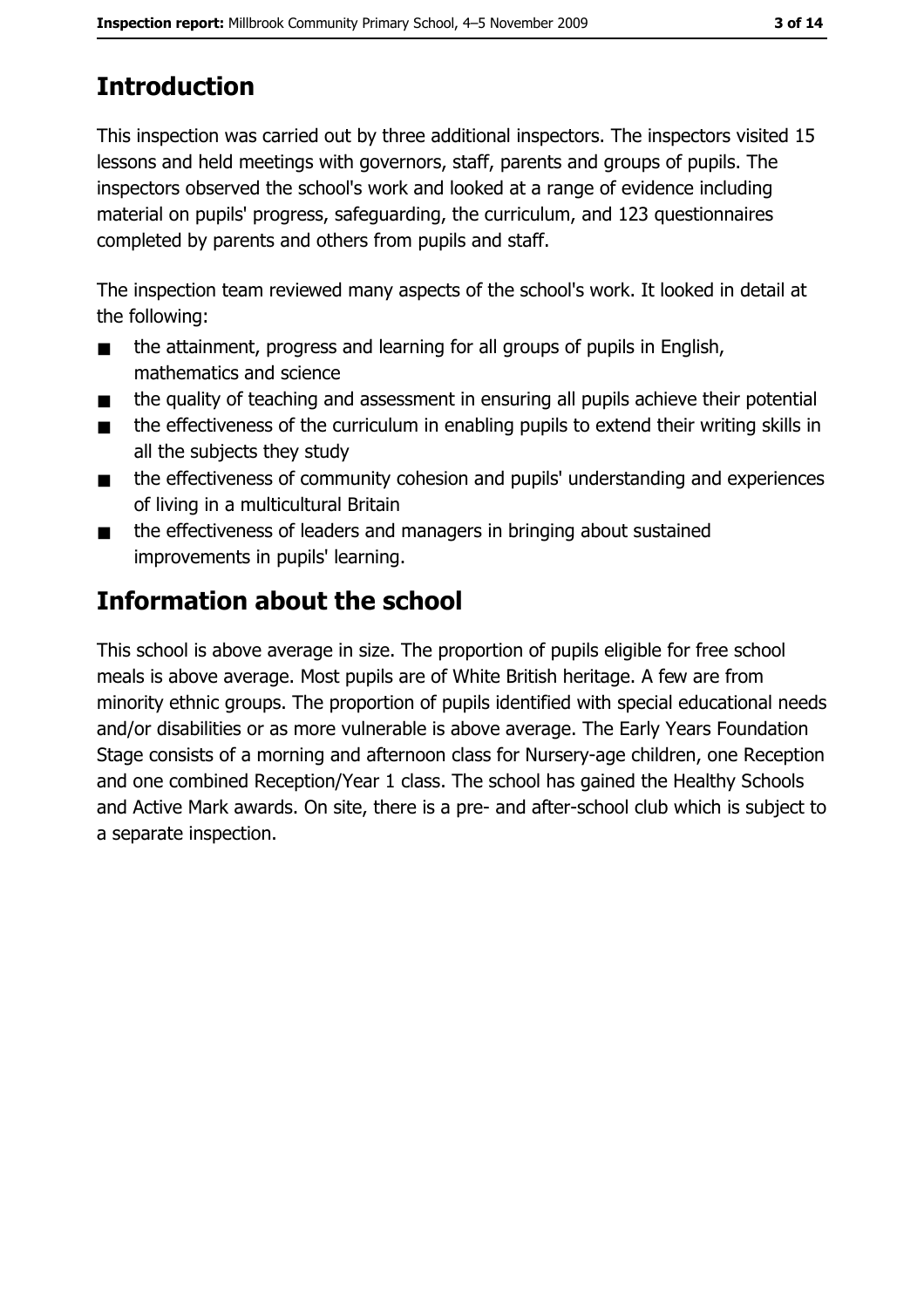## Introduction

This inspection was carried out by three additional inspectors. The inspectors visited 15 lessons and held meetings with governors, staff, parents and groups of pupils. The inspectors observed the school's work and looked at a range of evidence including material on pupils' progress, safeguarding, the curriculum, and 123 questionnaires completed by parents and others from pupils and staff.

The inspection team reviewed many aspects of the school's work. It looked in detail at the following:

- the attainment, progress and learning for all groups of pupils in English, mathematics and science
- the quality of teaching and assessment in ensuring all pupils achieve their potential
- the effectiveness of the curriculum in enabling pupils to extend their writing skills in all the subjects they study
- the effectiveness of community cohesion and pupils' understanding and experiences of living in a multicultural Britain
- the effectiveness of leaders and managers in bringing about sustained improvements in pupils' learning.

## Information about the school

This school is above average in size. The proportion of pupils eligible for free school meals is above average. Most pupils are of White British heritage. A few are from minority ethnic groups. The proportion of pupils identified with special educational needs and/or disabilities or as more vulnerable is above average. The Early Years Foundation Stage consists of a morning and afternoon class for Nursery-age children, one Reception and one combined Reception/Year 1 class. The school has gained the Healthy Schools and Active Mark awards. On site, there is a pre- and after-school club which is subject to a separate inspection.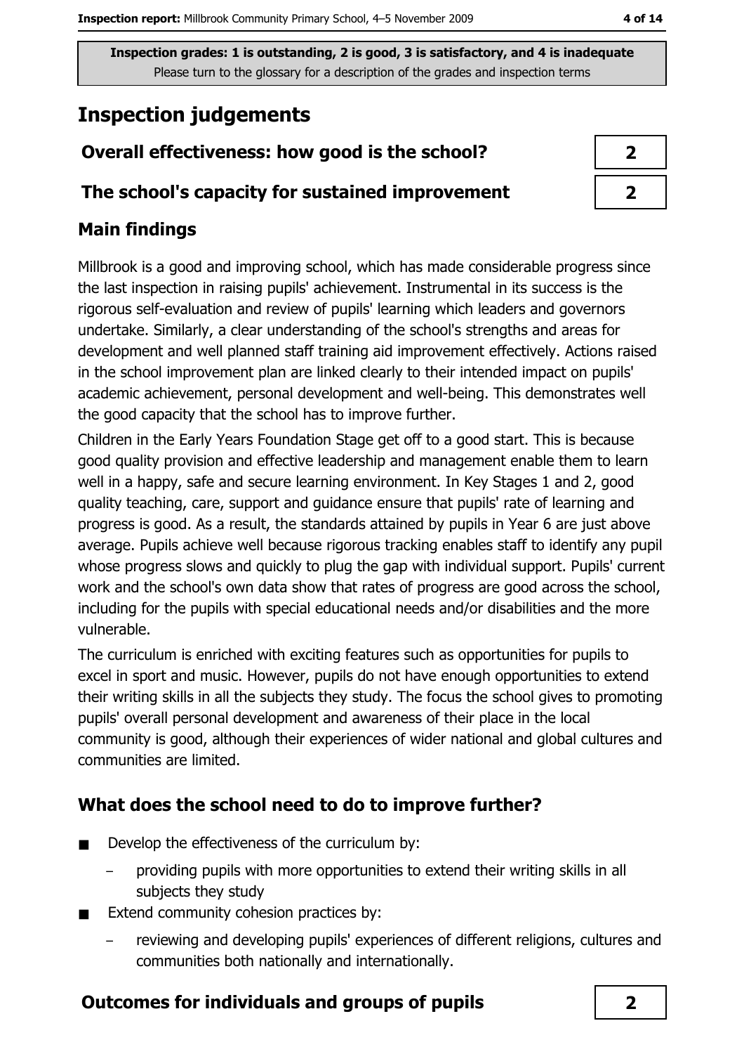Inspection grades: 1 is outstanding, 2 is good, 3 is satisfactory, and 4 is inadequate
Please turn to the glossary for a description of the grades and inspection terms

# Inspection judgements

| | |
|---|---|
| **Overall effectiveness: how good is the school?** | **2** |
| **The school's capacity for sustained improvement** | **2** |

## Main findings

Millbrook is a good and improving school, which has made considerable progress since the last inspection in raising pupils' achievement. Instrumental in its success is the rigorous self-evaluation and review of pupils' learning which leaders and governors undertake. Similarly, a clear understanding of the school's strengths and areas for development and well planned staff training aid improvement effectively. Actions raised in the school improvement plan are linked clearly to their intended impact on pupils' academic achievement, personal development and well-being. This demonstrates well the good capacity that the school has to improve further.

Children in the Early Years Foundation Stage get off to a good start. This is because good quality provision and effective leadership and management enable them to learn well in a happy, safe and secure learning environment. In Key Stages 1 and 2, good quality teaching, care, support and guidance ensure that pupils' rate of learning and progress is good. As a result, the standards attained by pupils in Year 6 are just above average. Pupils achieve well because rigorous tracking enables staff to identify any pupil whose progress slows and quickly to plug the gap with individual support. Pupils' current work and the school's own data show that rates of progress are good across the school, including for the pupils with special educational needs and/or disabilities and the more vulnerable.

The curriculum is enriched with exciting features such as opportunities for pupils to excel in sport and music. However, pupils do not have enough opportunities to extend their writing skills in all the subjects they study. The focus the school gives to promoting pupils' overall personal development and awareness of their place in the local community is good, although their experiences of wider national and global cultures and communities are limited.

## What does the school need to do to improve further?

- Develop the effectiveness of the curriculum by:
  - providing pupils with more opportunities to extend their writing skills in all subjects they study
- Extend community cohesion practices by:
  - reviewing and developing pupils' experiences of different religions, cultures and communities both nationally and internationally.

| | |
|---|---|
| **Outcomes for individuals and groups of pupils** | **2** |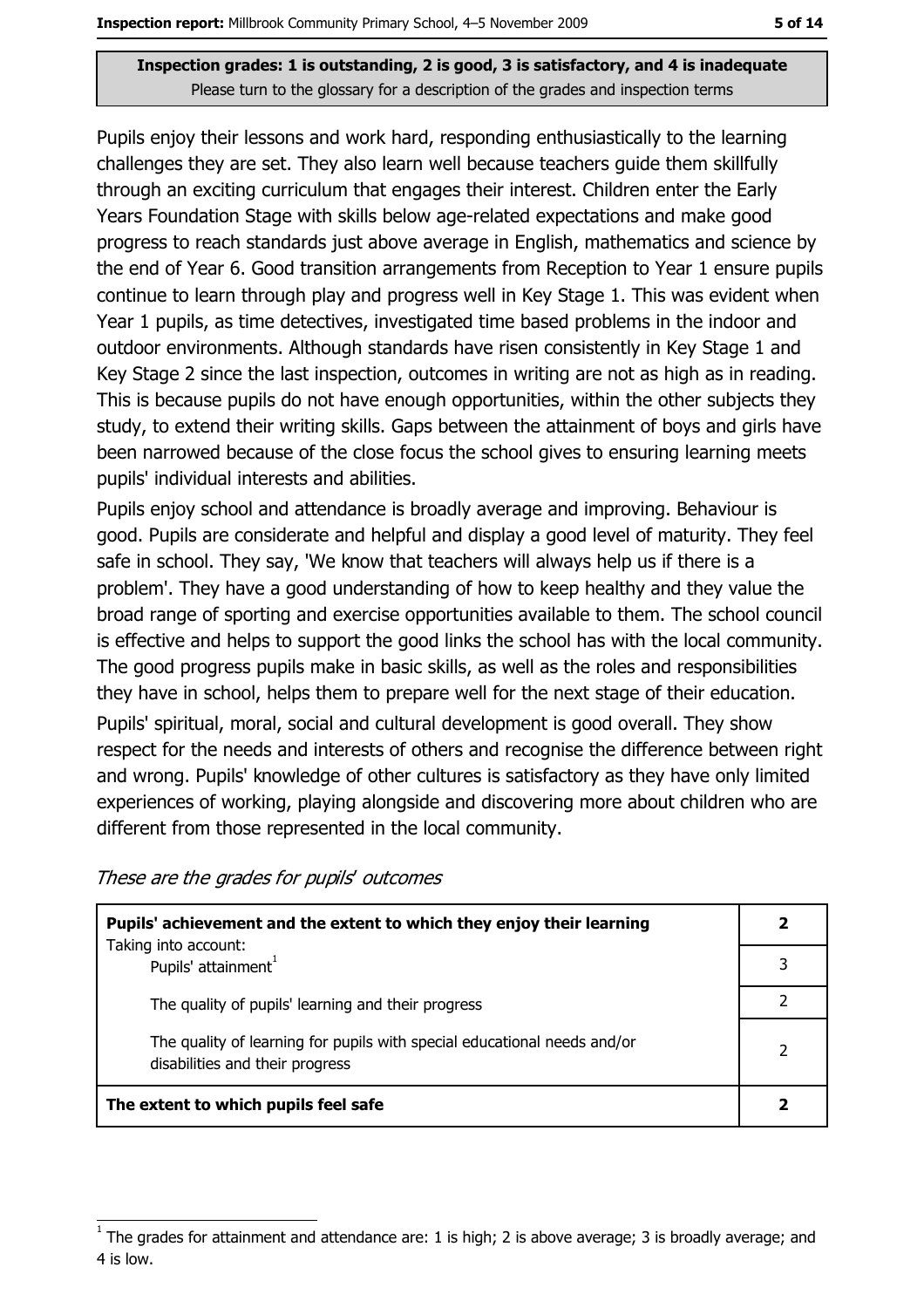**Inspection grades: 1 is outstanding, 2 is good, 3 is satisfactory, and 4 is inadequate**
Please turn to the glossary for a description of the grades and inspection terms

Pupils enjoy their lessons and work hard, responding enthusiastically to the learning challenges they are set. They also learn well because teachers guide them skillfully through an exciting curriculum that engages their interest. Children enter the Early Years Foundation Stage with skills below age-related expectations and make good progress to reach standards just above average in English, mathematics and science by the end of Year 6. Good transition arrangements from Reception to Year 1 ensure pupils continue to learn through play and progress well in Key Stage 1. This was evident when Year 1 pupils, as time detectives, investigated time based problems in the indoor and outdoor environments. Although standards have risen consistently in Key Stage 1 and Key Stage 2 since the last inspection, outcomes in writing are not as high as in reading. This is because pupils do not have enough opportunities, within the other subjects they study, to extend their writing skills. Gaps between the attainment of boys and girls have been narrowed because of the close focus the school gives to ensuring learning meets pupils' individual interests and abilities.

Pupils enjoy school and attendance is broadly average and improving. Behaviour is good. Pupils are considerate and helpful and display a good level of maturity. They feel safe in school. They say, 'We know that teachers will always help us if there is a problem'. They have a good understanding of how to keep healthy and they value the broad range of sporting and exercise opportunities available to them. The school council is effective and helps to support the good links the school has with the local community. The good progress pupils make in basic skills, as well as the roles and responsibilities they have in school, helps them to prepare well for the next stage of their education.

Pupils' spiritual, moral, social and cultural development is good overall. They show respect for the needs and interests of others and recognise the difference between right and wrong. Pupils' knowledge of other cultures is satisfactory as they have only limited experiences of working, playing alongside and discovering more about children who are different from those represented in the local community.

*These are the grades for pupils' outcomes*

| | |
|---|---|
| **Pupils' achievement and the extent to which they enjoy their learning** | **2** |
| Taking into account: Pupils' attainment[1] | 3 |
| The quality of pupils' learning and their progress | 2 |
| The quality of learning for pupils with special educational needs and/or disabilities and their progress | 2 |
| **The extent to which pupils feel safe** | **2** |

[1] The grades for attainment and attendance are: 1 is high; 2 is above average; 3 is broadly average; and 4 is low.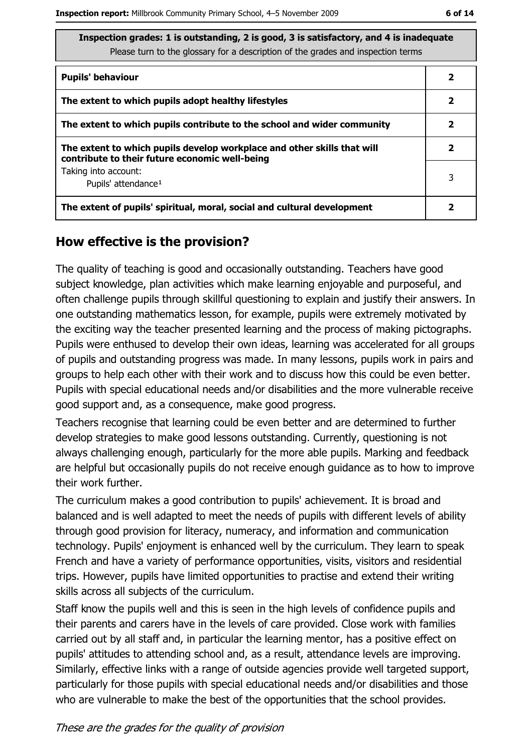| Inspection grades: 1 is outstanding, 2 is good, 3 is satisfactory, and 4 is inadequate<br>Please turn to the glossary for a description of the grades and inspection terms | |
|---|---|
| **Pupils' behaviour** | **2** |
| **The extent to which pupils adopt healthy lifestyles** | **2** |
| **The extent to which pupils contribute to the school and wider community** | **2** |
| **The extent to which pupils develop workplace and other skills that will contribute to their future economic well-being** | **2** |
| Taking into account:<br>Pupils' attendance[1] | 3 |
| **The extent of pupils' spiritual, moral, social and cultural development** | **2** |

## How effective is the provision?

The quality of teaching is good and occasionally outstanding. Teachers have good subject knowledge, plan activities which make learning enjoyable and purposeful, and often challenge pupils through skillful questioning to explain and justify their answers. In one outstanding mathematics lesson, for example, pupils were extremely motivated by the exciting way the teacher presented learning and the process of making pictographs. Pupils were enthused to develop their own ideas, learning was accelerated for all groups of pupils and outstanding progress was made. In many lessons, pupils work in pairs and groups to help each other with their work and to discuss how this could be even better. Pupils with special educational needs and/or disabilities and the more vulnerable receive good support and, as a consequence, make good progress.

Teachers recognise that learning could be even better and are determined to further develop strategies to make good lessons outstanding. Currently, questioning is not always challenging enough, particularly for the more able pupils. Marking and feedback are helpful but occasionally pupils do not receive enough guidance as to how to improve their work further.

The curriculum makes a good contribution to pupils' achievement. It is broad and balanced and is well adapted to meet the needs of pupils with different levels of ability through good provision for literacy, numeracy, and information and communication technology. Pupils' enjoyment is enhanced well by the curriculum. They learn to speak French and have a variety of performance opportunities, visits, visitors and residential trips. However, pupils have limited opportunities to practise and extend their writing skills across all subjects of the curriculum.

Staff know the pupils well and this is seen in the high levels of confidence pupils and their parents and carers have in the levels of care provided. Close work with families carried out by all staff and, in particular the learning mentor, has a positive effect on pupils' attitudes to attending school and, as a result, attendance levels are improving. Similarly, effective links with a range of outside agencies provide well targeted support, particularly for those pupils with special educational needs and/or disabilities and those who are vulnerable to make the best of the opportunities that the school provides.

*These are the grades for the quality of provision*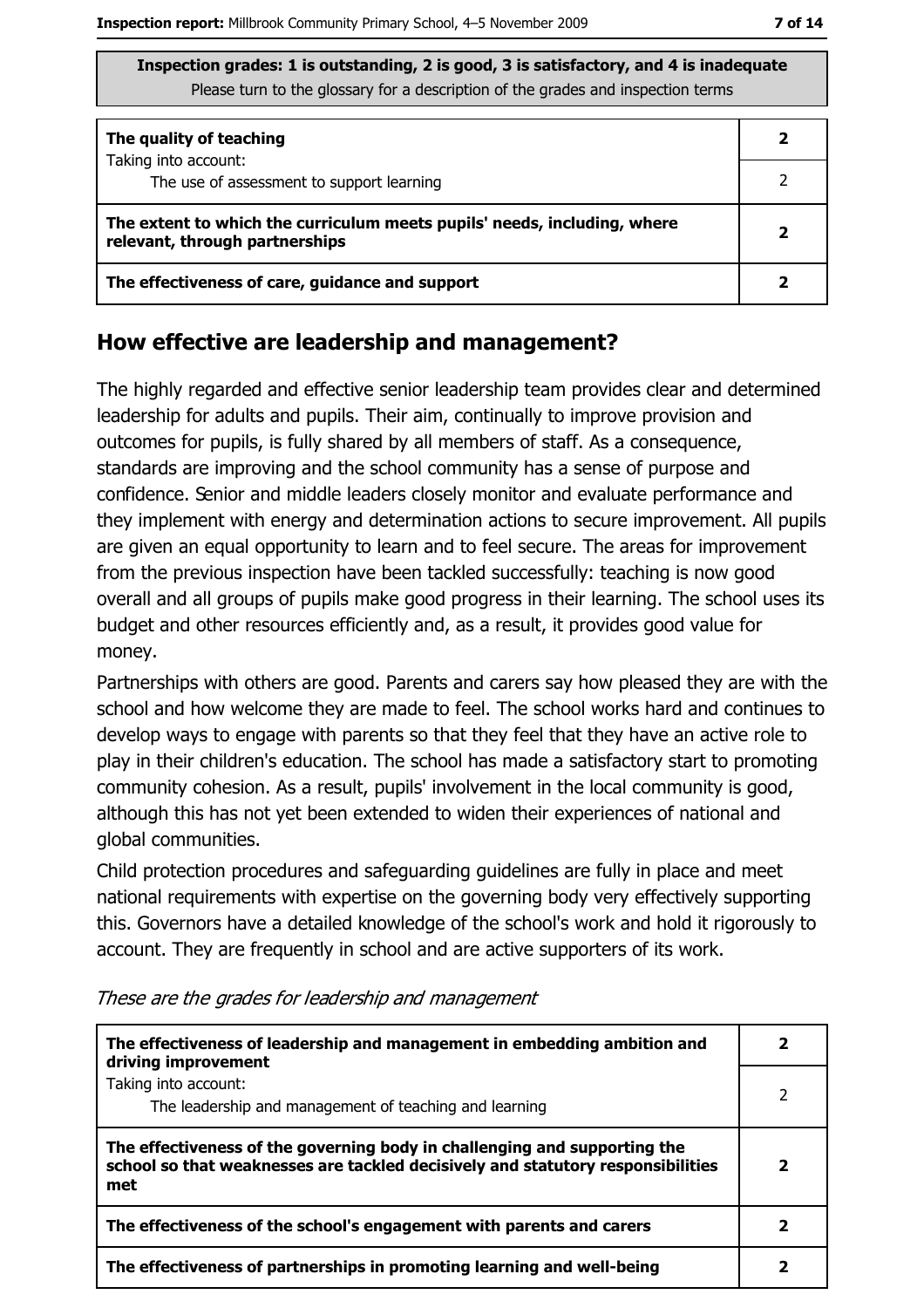**Inspection grades: 1 is outstanding, 2 is good, 3 is satisfactory, and 4 is inadequate**
Please turn to the glossary for a description of the grades and inspection terms

| | |
|---|---|
| **The quality of teaching** | **2** |
| Taking into account: The use of assessment to support learning | 2 |
| **The extent to which the curriculum meets pupils' needs, including, where relevant, through partnerships** | **2** |
| **The effectiveness of care, guidance and support** | **2** |

## How effective are leadership and management?

The highly regarded and effective senior leadership team provides clear and determined leadership for adults and pupils. Their aim, continually to improve provision and outcomes for pupils, is fully shared by all members of staff. As a consequence, standards are improving and the school community has a sense of purpose and confidence. Senior and middle leaders closely monitor and evaluate performance and they implement with energy and determination actions to secure improvement. All pupils are given an equal opportunity to learn and to feel secure. The areas for improvement from the previous inspection have been tackled successfully: teaching is now good overall and all groups of pupils make good progress in their learning. The school uses its budget and other resources efficiently and, as a result, it provides good value for money.

Partnerships with others are good. Parents and carers say how pleased they are with the school and how welcome they are made to feel. The school works hard and continues to develop ways to engage with parents so that they feel that they have an active role to play in their children's education. The school has made a satisfactory start to promoting community cohesion. As a result, pupils' involvement in the local community is good, although this has not yet been extended to widen their experiences of national and global communities.

Child protection procedures and safeguarding guidelines are fully in place and meet national requirements with expertise on the governing body very effectively supporting this. Governors have a detailed knowledge of the school's work and hold it rigorously to account. They are frequently in school and are active supporters of its work.

*These are the grades for leadership and management*

| | |
|---|---|
| **The effectiveness of leadership and management in embedding ambition and driving improvement** | **2** |
| Taking into account: The leadership and management of teaching and learning | 2 |
| **The effectiveness of the governing body in challenging and supporting the school so that weaknesses are tackled decisively and statutory responsibilities met** | **2** |
| **The effectiveness of the school's engagement with parents and carers** | **2** |
| **The effectiveness of partnerships in promoting learning and well-being** | **2** |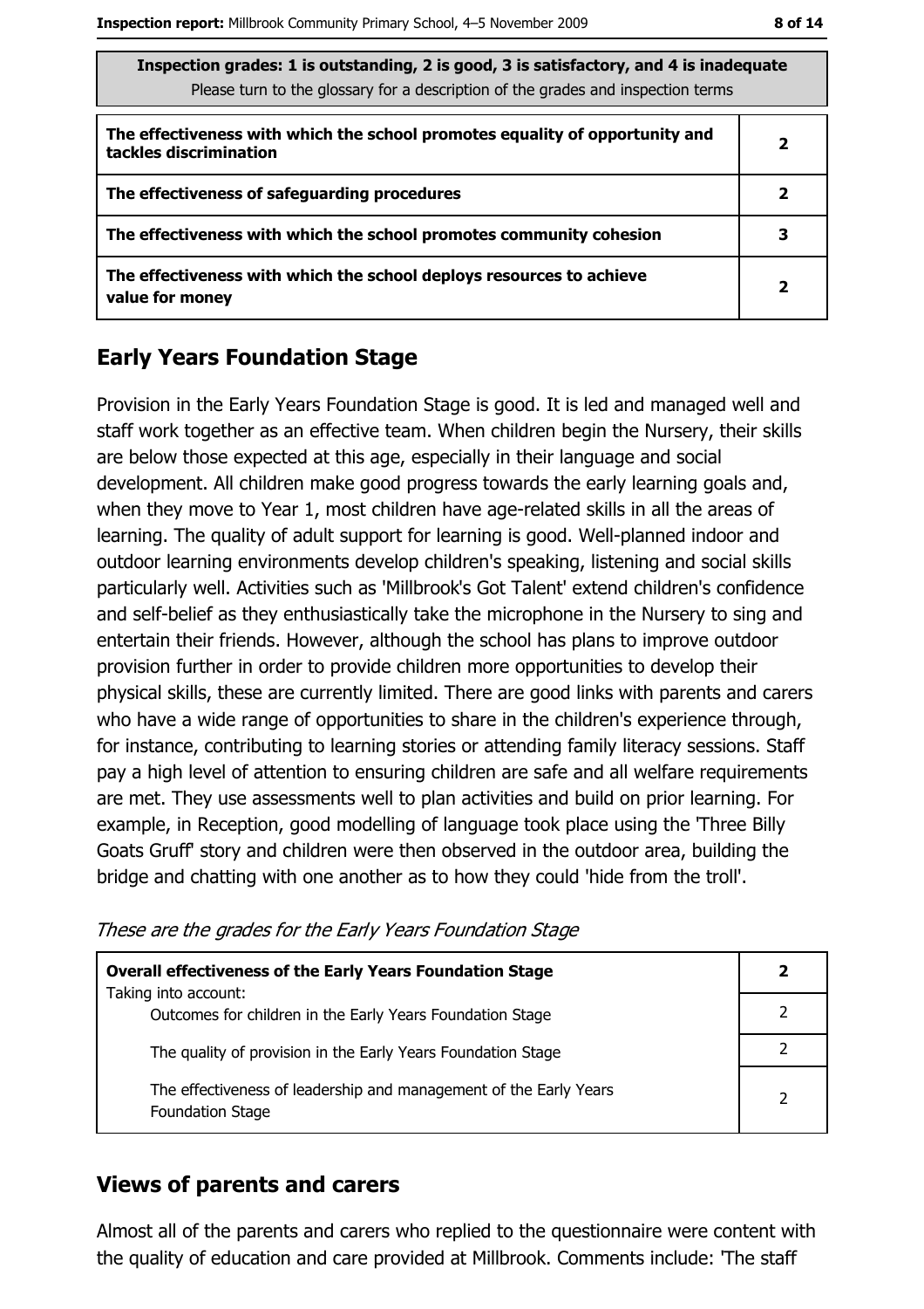| Inspection grades: 1 is outstanding, 2 is good, 3 is satisfactory, and 4 is inadequate<br>Please turn to the glossary for a description of the grades and inspection terms | |
|---|---|
| **The effectiveness with which the school promotes equality of opportunity and tackles discrimination** | **2** |
| **The effectiveness of safeguarding procedures** | **2** |
| **The effectiveness with which the school promotes community cohesion** | **3** |
| **The effectiveness with which the school deploys resources to achieve value for money** | **2** |

## Early Years Foundation Stage

Provision in the Early Years Foundation Stage is good. It is led and managed well and staff work together as an effective team. When children begin the Nursery, their skills are below those expected at this age, especially in their language and social development. All children make good progress towards the early learning goals and, when they move to Year 1, most children have age-related skills in all the areas of learning. The quality of adult support for learning is good. Well-planned indoor and outdoor learning environments develop children's speaking, listening and social skills particularly well. Activities such as 'Millbrook's Got Talent' extend children's confidence and self-belief as they enthusiastically take the microphone in the Nursery to sing and entertain their friends. However, although the school has plans to improve outdoor provision further in order to provide children more opportunities to develop their physical skills, these are currently limited. There are good links with parents and carers who have a wide range of opportunities to share in the children's experience through, for instance, contributing to learning stories or attending family literacy sessions. Staff pay a high level of attention to ensuring children are safe and all welfare requirements are met. They use assessments well to plan activities and build on prior learning. For example, in Reception, good modelling of language took place using the 'Three Billy Goats Gruff' story and children were then observed in the outdoor area, building the bridge and chatting with one another as to how they could 'hide from the troll'.

*These are the grades for the Early Years Foundation Stage*

| **Overall effectiveness of the Early Years Foundation Stage**<br>Taking into account: | **2** |
|---|---|
| Outcomes for children in the Early Years Foundation Stage | 2 |
| The quality of provision in the Early Years Foundation Stage | 2 |
| The effectiveness of leadership and management of the Early Years Foundation Stage | 2 |

## Views of parents and carers

Almost all of the parents and carers who replied to the questionnaire were content with the quality of education and care provided at Millbrook. Comments include: 'The staff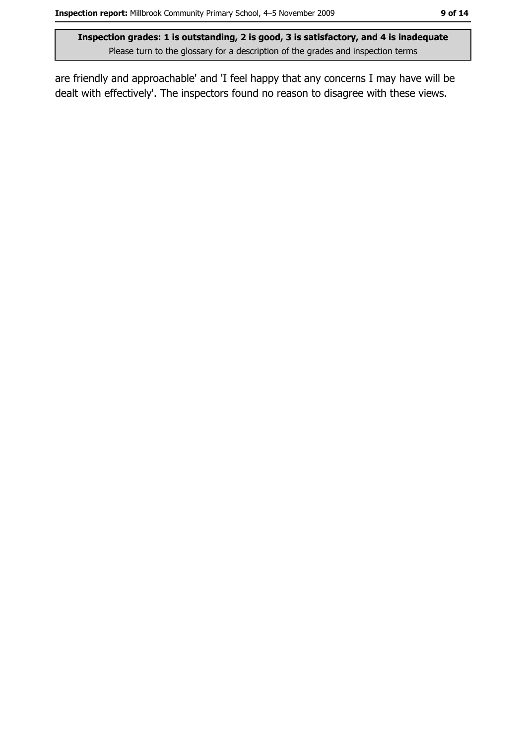are friendly and approachable' and 'I feel happy that any concerns I may have will be dealt with effectively'. The inspectors found no reason to disagree with these views.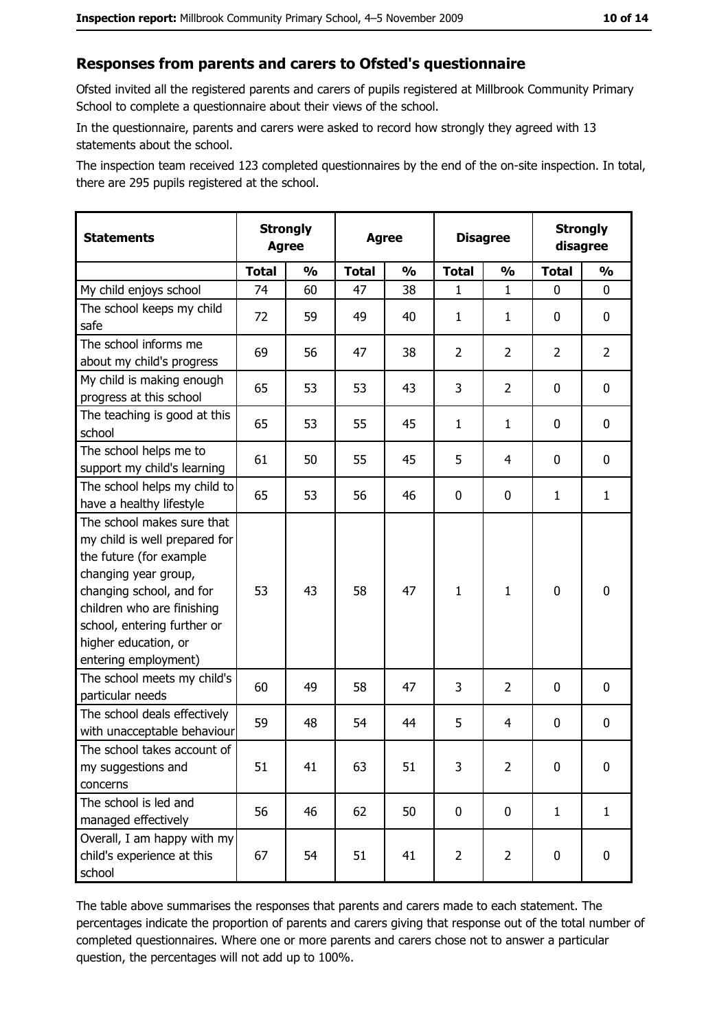## Responses from parents and carers to Ofsted's questionnaire

Ofsted invited all the registered parents and carers of pupils registered at Millbrook Community Primary School to complete a questionnaire about their views of the school.

In the questionnaire, parents and carers were asked to record how strongly they agreed with 13 statements about the school.

The inspection team received 123 completed questionnaires by the end of the on-site inspection. In total, there are 295 pupils registered at the school.

| Statements | Strongly Agree | | Agree | | Disagree | | Strongly disagree | |
|---|---|---|---|---|---|---|---|---|
| | Total | % | Total | % | Total | % | Total | % |
| My child enjoys school | 74 | 60 | 47 | 38 | 1 | 1 | 0 | 0 |
| The school keeps my child safe | 72 | 59 | 49 | 40 | 1 | 1 | 0 | 0 |
| The school informs me about my child's progress | 69 | 56 | 47 | 38 | 2 | 2 | 2 | 2 |
| My child is making enough progress at this school | 65 | 53 | 53 | 43 | 3 | 2 | 0 | 0 |
| The teaching is good at this school | 65 | 53 | 55 | 45 | 1 | 1 | 0 | 0 |
| The school helps me to support my child's learning | 61 | 50 | 55 | 45 | 5 | 4 | 0 | 0 |
| The school helps my child to have a healthy lifestyle | 65 | 53 | 56 | 46 | 0 | 0 | 1 | 1 |
| The school makes sure that my child is well prepared for the future (for example changing year group, changing school, and for children who are finishing school, entering further or higher education, or entering employment) | 53 | 43 | 58 | 47 | 1 | 1 | 0 | 0 |
| The school meets my child's particular needs | 60 | 49 | 58 | 47 | 3 | 2 | 0 | 0 |
| The school deals effectively with unacceptable behaviour | 59 | 48 | 54 | 44 | 5 | 4 | 0 | 0 |
| The school takes account of my suggestions and concerns | 51 | 41 | 63 | 51 | 3 | 2 | 0 | 0 |
| The school is led and managed effectively | 56 | 46 | 62 | 50 | 0 | 0 | 1 | 1 |
| Overall, I am happy with my child's experience at this school | 67 | 54 | 51 | 41 | 2 | 2 | 0 | 0 |

The table above summarises the responses that parents and carers made to each statement. The percentages indicate the proportion of parents and carers giving that response out of the total number of completed questionnaires. Where one or more parents and carers chose not to answer a particular question, the percentages will not add up to 100%.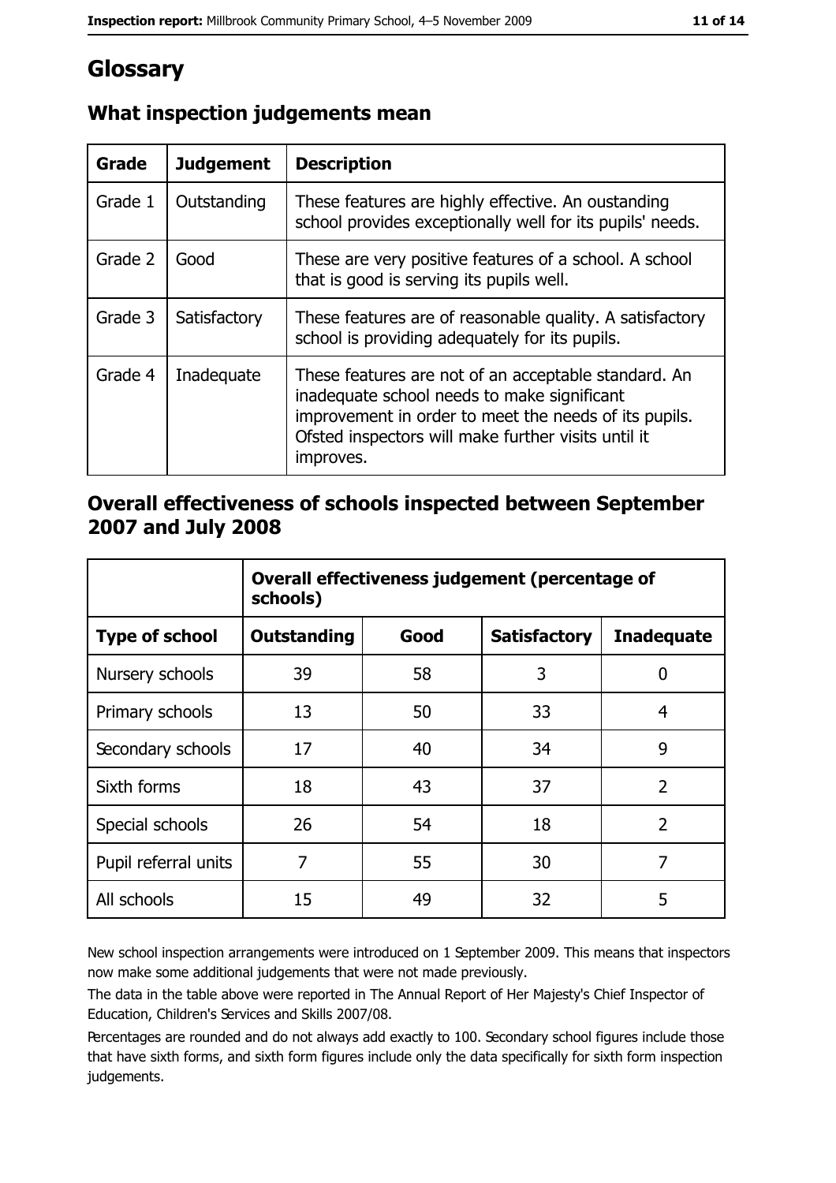# Glossary

## What inspection judgements mean

| Grade | Judgement | Description |
|---|---|---|
| Grade 1 | Outstanding | These features are highly effective. An oustanding school provides exceptionally well for its pupils' needs. |
| Grade 2 | Good | These are very positive features of a school. A school that is good is serving its pupils well. |
| Grade 3 | Satisfactory | These features are of reasonable quality. A satisfactory school is providing adequately for its pupils. |
| Grade 4 | Inadequate | These features are not of an acceptable standard. An inadequate school needs to make significant improvement in order to meet the needs of its pupils. Ofsted inspectors will make further visits until it improves. |

## Overall effectiveness of schools inspected between September 2007 and July 2008

| | Overall effectiveness judgement (percentage of schools) | | | |
|---|---|---|---|---|
| **Type of school** | **Outstanding** | **Good** | **Satisfactory** | **Inadequate** |
| Nursery schools | 39 | 58 | 3 | 0 |
| Primary schools | 13 | 50 | 33 | 4 |
| Secondary schools | 17 | 40 | 34 | 9 |
| Sixth forms | 18 | 43 | 37 | 2 |
| Special schools | 26 | 54 | 18 | 2 |
| Pupil referral units | 7 | 55 | 30 | 7 |
| All schools | 15 | 49 | 32 | 5 |

New school inspection arrangements were introduced on 1 September 2009. This means that inspectors now make some additional judgements that were not made previously.

The data in the table above were reported in The Annual Report of Her Majesty's Chief Inspector of Education, Children's Services and Skills 2007/08.

Percentages are rounded and do not always add exactly to 100. Secondary school figures include those that have sixth forms, and sixth form figures include only the data specifically for sixth form inspection judgements.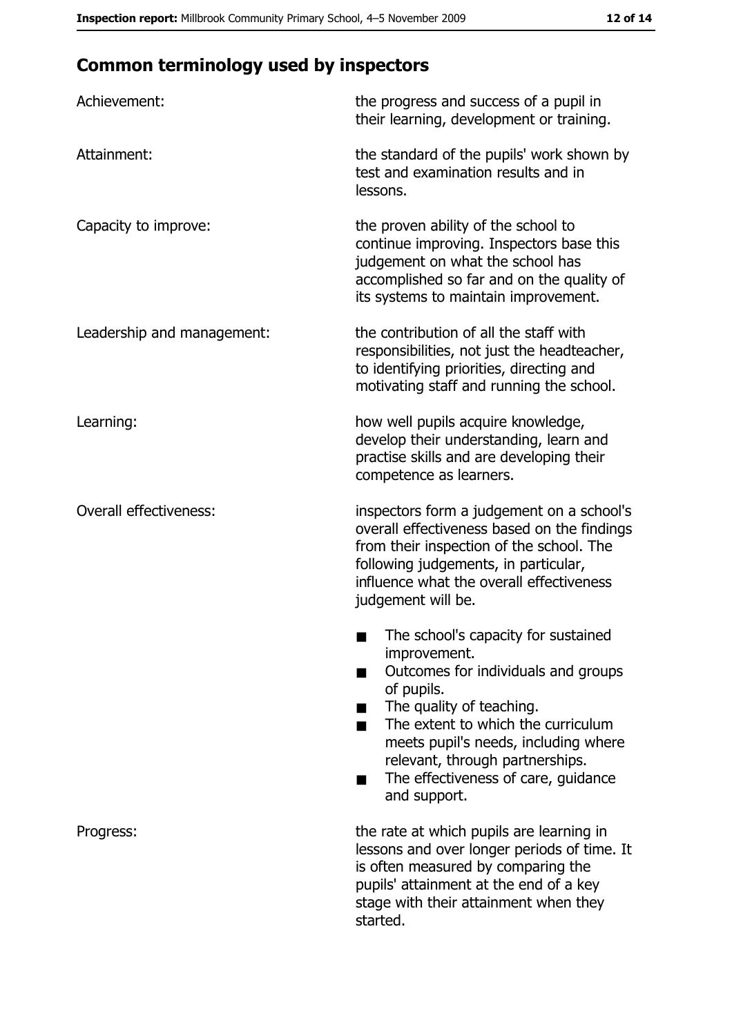## Common terminology used by inspectors

| | |
|---|---|
| Achievement: | the progress and success of a pupil in their learning, development or training. |
| Attainment: | the standard of the pupils' work shown by test and examination results and in lessons. |
| Capacity to improve: | the proven ability of the school to continue improving. Inspectors base this judgement on what the school has accomplished so far and on the quality of its systems to maintain improvement. |
| Leadership and management: | the contribution of all the staff with responsibilities, not just the headteacher, to identifying priorities, directing and motivating staff and running the school. |
| Learning: | how well pupils acquire knowledge, develop their understanding, learn and practise skills and are developing their competence as learners. |
| Overall effectiveness: | inspectors form a judgement on a school's overall effectiveness based on the findings from their inspection of the school. The following judgements, in particular, influence what the overall effectiveness judgement will be.<br>■ The school's capacity for sustained improvement.<br>■ Outcomes for individuals and groups of pupils.<br>■ The quality of teaching.<br>■ The extent to which the curriculum meets pupil's needs, including where relevant, through partnerships.<br>■ The effectiveness of care, guidance and support. |
| Progress: | the rate at which pupils are learning in lessons and over longer periods of time. It is often measured by comparing the pupils' attainment at the end of a key stage with their attainment when they started. |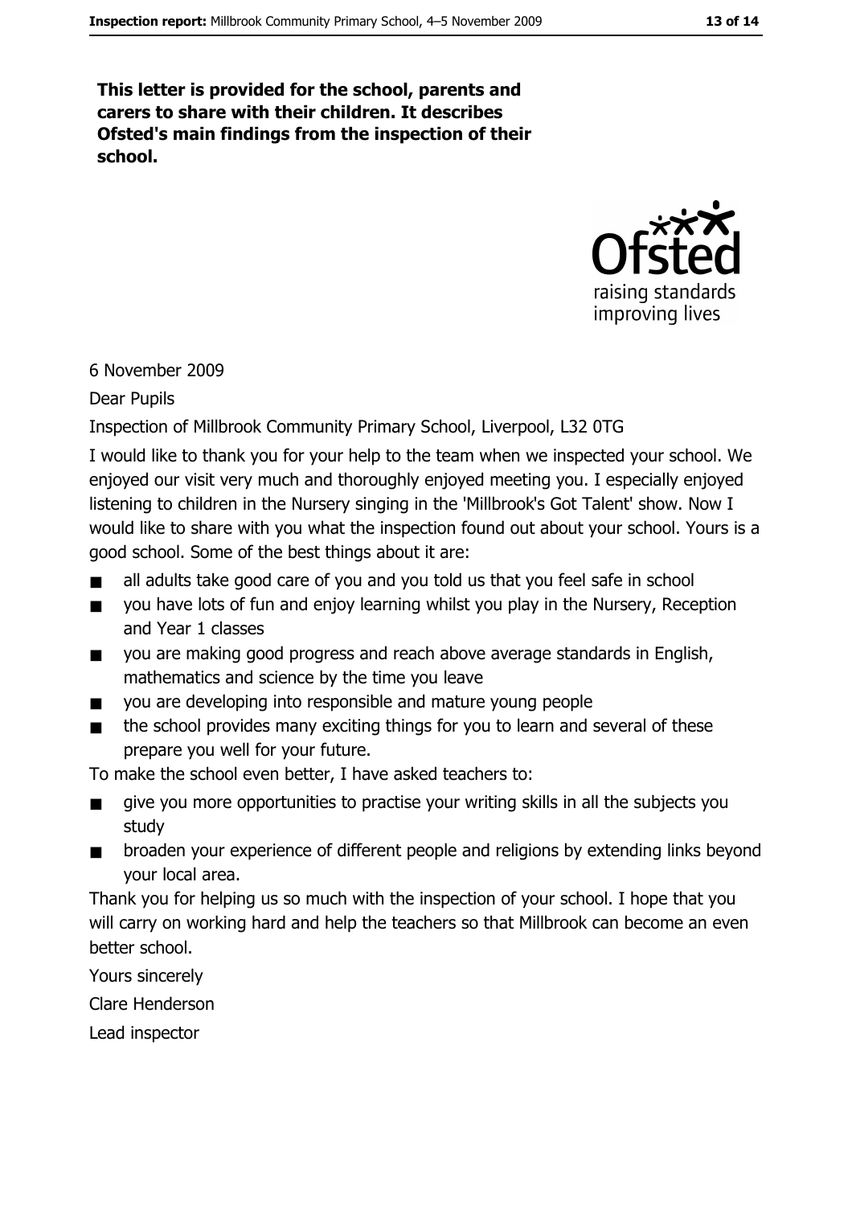**This letter is provided for the school, parents and carers to share with their children. It describes Ofsted's main findings from the inspection of their school.**

6 November 2009

Dear Pupils

Inspection of Millbrook Community Primary School, Liverpool, L32 0TG

I would like to thank you for your help to the team when we inspected your school. We enjoyed our visit very much and thoroughly enjoyed meeting you. I especially enjoyed listening to children in the Nursery singing in the 'Millbrook's Got Talent' show. Now I would like to share with you what the inspection found out about your school. Yours is a good school. Some of the best things about it are:

- all adults take good care of you and you told us that you feel safe in school
- you have lots of fun and enjoy learning whilst you play in the Nursery, Reception and Year 1 classes
- you are making good progress and reach above average standards in English, mathematics and science by the time you leave
- you are developing into responsible and mature young people
- the school provides many exciting things for you to learn and several of these prepare you well for your future.

To make the school even better, I have asked teachers to:

- give you more opportunities to practise your writing skills in all the subjects you study
- broaden your experience of different people and religions by extending links beyond your local area.

Thank you for helping us so much with the inspection of your school. I hope that you will carry on working hard and help the teachers so that Millbrook can become an even better school.

Yours sincerely

Clare Henderson

Lead inspector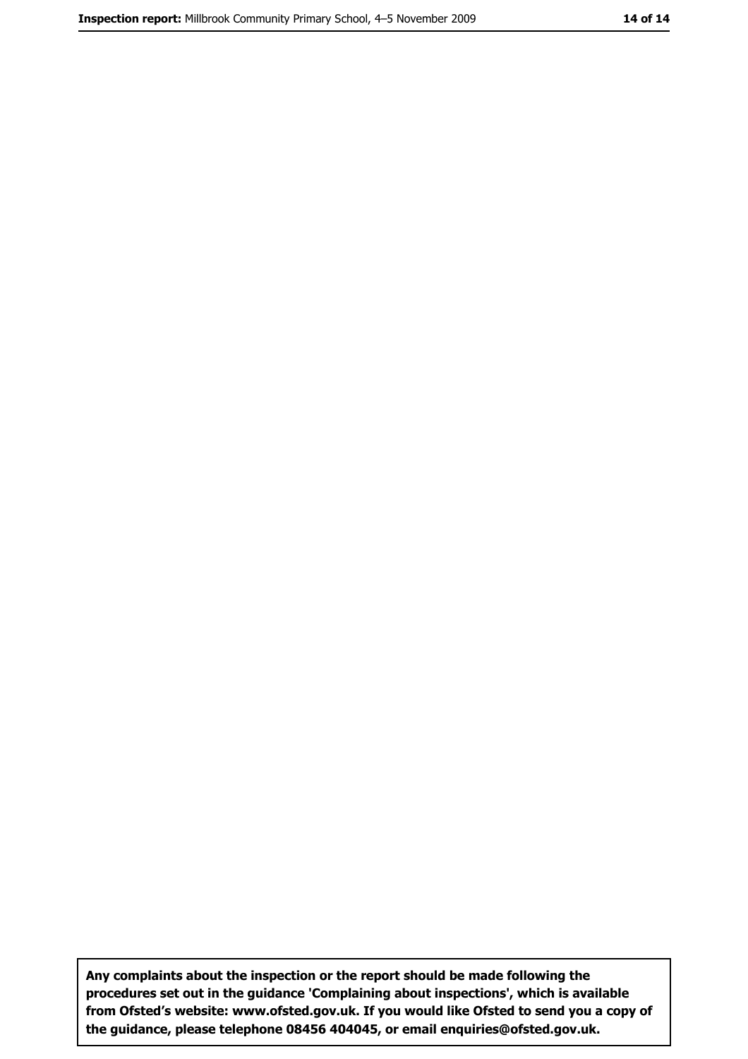**Any complaints about the inspection or the report should be made following the procedures set out in the guidance 'Complaining about inspections', which is available from Ofsted's website: www.ofsted.gov.uk. If you would like Ofsted to send you a copy of the guidance, please telephone 08456 404045, or email enquiries@ofsted.gov.uk.**